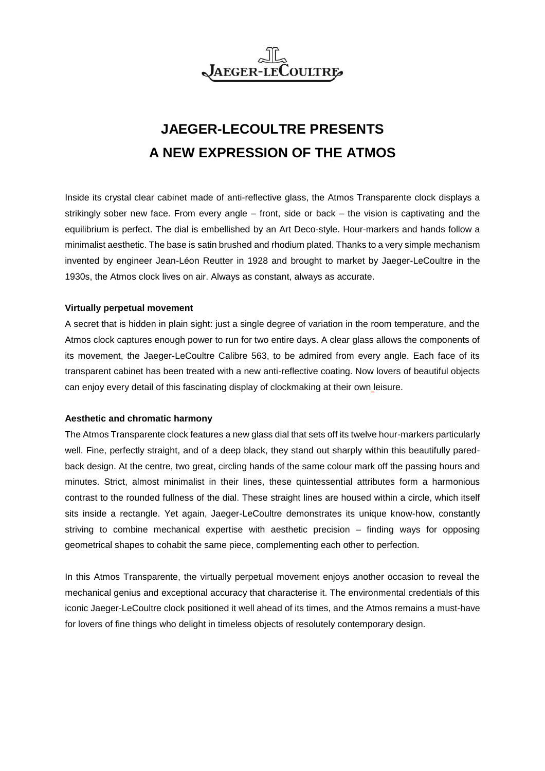JAEGER-LECOULTRE

# JAEGER-LECOULTRE PRESENTS A NEW EXPRESSION OF THE ATMOS

Inside its crystal clear cabinet made of anti-reflective glass, the Atmos Transparente clock displays a strikingly sober new face. From every angle – front, side or back – the vision is captivating and the equilibrium is perfect. The dial is embellished by an Art Deco-style. Hour-markers and hands follow a minimalist aesthetic. The base is satin brushed and rhodium plated. Thanks to a very simple mechanism invented by engineer Jean-Léon Reutter in 1928 and brought to market by Jaeger-LeCoultre in the 1930s, the Atmos clock lives on air. Always as constant, always as accurate.

**Virtually perpetual movement**

A secret that is hidden in plain sight: just a single degree of variation in the room temperature, and the Atmos clock captures enough power to run for two entire days. A clear glass allows the components of its movement, the Jaeger-LeCoultre Calibre 563, to be admired from every angle. Each face of its transparent cabinet has been treated with a new anti-reflective coating. Now lovers of beautiful objects can enjoy every detail of this fascinating display of clockmaking at their own leisure.

**Aesthetic and chromatic harmony**

The Atmos Transparente clock features a new glass dial that sets off its twelve hour-markers particularly well. Fine, perfectly straight, and of a deep black, they stand out sharply within this beautifully pared-back design. At the centre, two great, circling hands of the same colour mark off the passing hours and minutes. Strict, almost minimalist in their lines, these quintessential attributes form a harmonious contrast to the rounded fullness of the dial. These straight lines are housed within a circle, which itself sits inside a rectangle. Yet again, Jaeger-LeCoultre demonstrates its unique know-how, constantly striving to combine mechanical expertise with aesthetic precision – finding ways for opposing geometrical shapes to cohabit the same piece, complementing each other to perfection.

In this Atmos Transparente, the virtually perpetual movement enjoys another occasion to reveal the mechanical genius and exceptional accuracy that characterise it. The environmental credentials of this iconic Jaeger-LeCoultre clock positioned it well ahead of its times, and the Atmos remains a must-have for lovers of fine things who delight in timeless objects of resolutely contemporary design.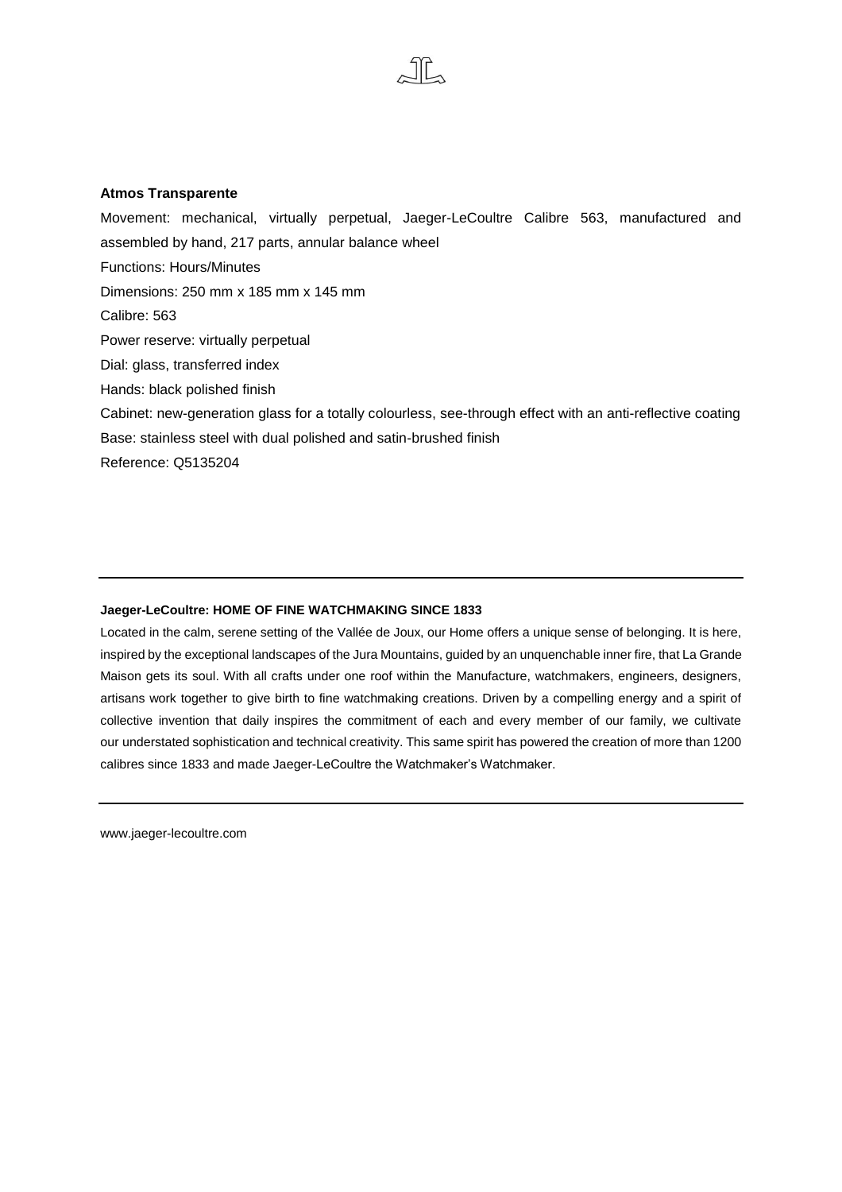**Atmos Transparente**

Movement: mechanical, virtually perpetual, Jaeger-LeCoultre Calibre 563, manufactured and assembled by hand, 217 parts, annular balance wheel

Functions: Hours/Minutes

Dimensions: 250 mm x 185 mm x 145 mm

Calibre: 563

Power reserve: virtually perpetual

Dial: glass, transferred index

Hands: black polished finish

Cabinet: new-generation glass for a totally colourless, see-through effect with an anti-reflective coating

Base: stainless steel with dual polished and satin-brushed finish

Reference: Q5135204

---

**Jaeger-LeCoultre: HOME OF FINE WATCHMAKING SINCE 1833**

Located in the calm, serene setting of the Vallée de Joux, our Home offers a unique sense of belonging. It is here, inspired by the exceptional landscapes of the Jura Mountains, guided by an unquenchable inner fire, that La Grande Maison gets its soul. With all crafts under one roof within the Manufacture, watchmakers, engineers, designers, artisans work together to give birth to fine watchmaking creations. Driven by a compelling energy and a spirit of collective invention that daily inspires the commitment of each and every member of our family, we cultivate our understated sophistication and technical creativity. This same spirit has powered the creation of more than 1200 calibres since 1833 and made Jaeger-LeCoultre the Watchmaker's Watchmaker.

---

www.jaeger-lecoultre.com